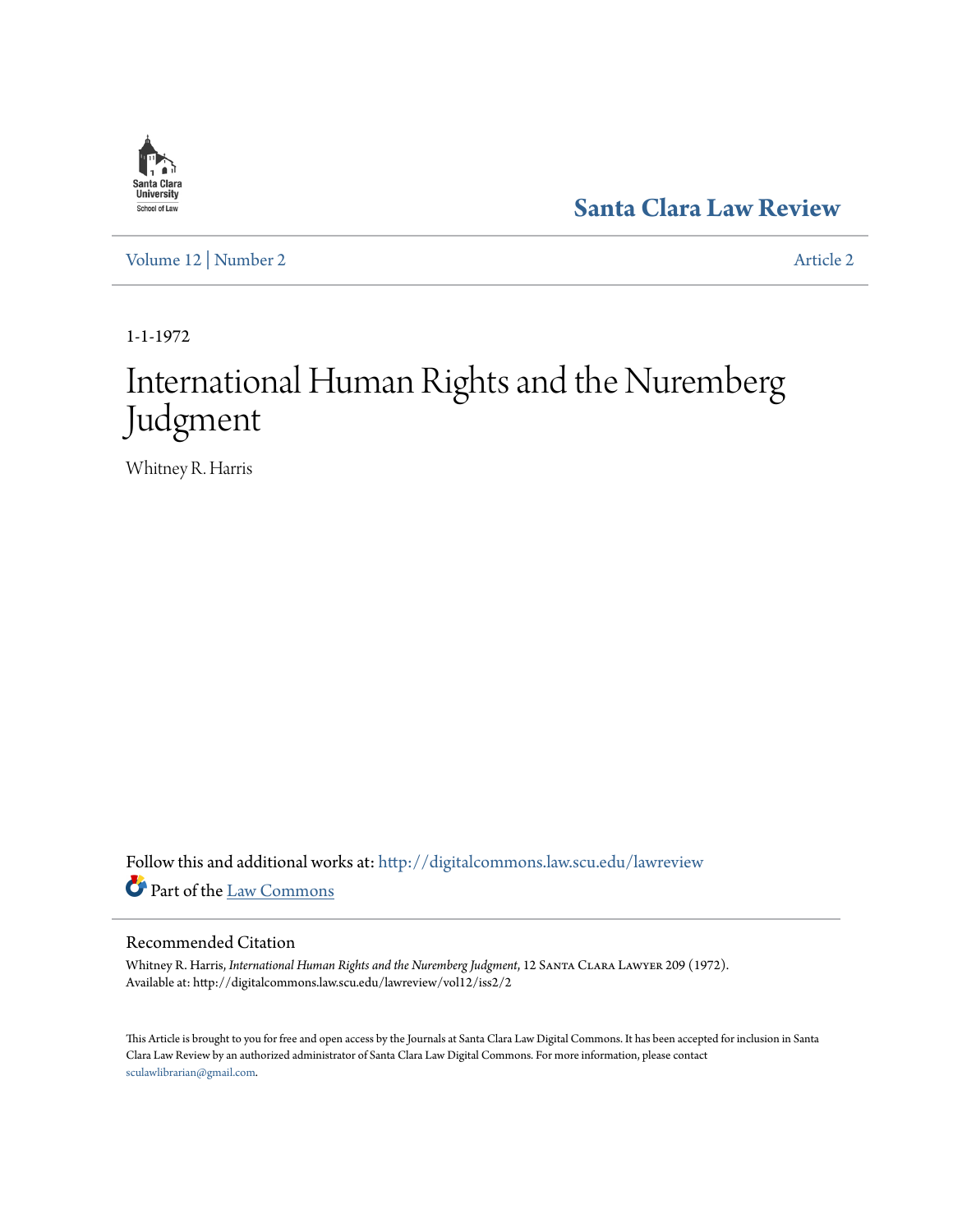Santa Clara Law Review

Volume 12 | Number 2 Article 2

1-1-1972

# International Human Rights and the Nuremberg Judgment

Whitney R. Harris

Follow this and additional works at: http://digitalcommons.law.scu.edu/lawreview

Part of the Law Commons

## Recommended Citation

Whitney R. Harris, *International Human Rights and the Nuremberg Judgment*, 12 Santa Clara Lawyer 209 (1972).
Available at: http://digitalcommons.law.scu.edu/lawreview/vol12/iss2/2

This Article is brought to you for free and open access by the Journals at Santa Clara Law Digital Commons. It has been accepted for inclusion in Santa Clara Law Review by an authorized administrator of Santa Clara Law Digital Commons. For more information, please contact sculawlibrarian@gmail.com.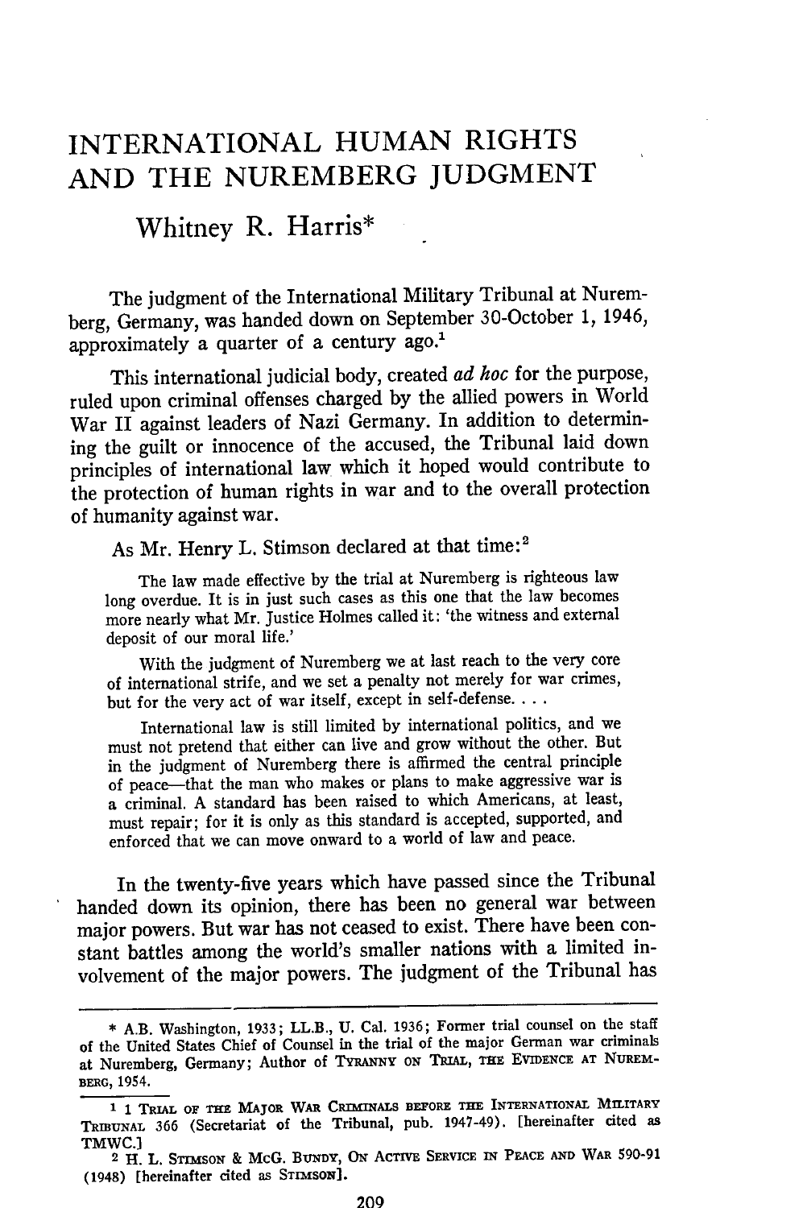# INTERNATIONAL HUMAN RIGHTS AND THE NUREMBERG JUDGMENT

## Whitney R. Harris*

The judgment of the International Military Tribunal at Nuremberg, Germany, was handed down on September 30-October 1, 1946, approximately a quarter of a century ago.[1]

This international judicial body, created *ad hoc* for the purpose, ruled upon criminal offenses charged by the allied powers in World War II against leaders of Nazi Germany. In addition to determining the guilt or innocence of the accused, the Tribunal laid down principles of international law which it hoped would contribute to the protection of human rights in war and to the overall protection of humanity against war.

As Mr. Henry L. Stimson declared at that time:[2]

> The law made effective by the trial at Nuremberg is righteous law long overdue. It is in just such cases as this one that the law becomes more nearly what Mr. Justice Holmes called it: 'the witness and external deposit of our moral life.'
>
> With the judgment of Nuremberg we at last reach to the very core of international strife, and we set a penalty not merely for war crimes, but for the very act of war itself, except in self-defense. . . .
>
> International law is still limited by international politics, and we must not pretend that either can live and grow without the other. But in the judgment of Nuremberg there is affirmed the central principle of peace—that the man who makes or plans to make aggressive war is a criminal. A standard has been raised to which Americans, at least, must repair; for it is only as this standard is accepted, supported, and enforced that we can move onward to a world of law and peace.

In the twenty-five years which have passed since the Tribunal handed down its opinion, there has been no general war between major powers. But war has not ceased to exist. There have been constant battles among the world's smaller nations with a limited involvement of the major powers. The judgment of the Tribunal has

---

\* A.B. Washington, 1933; LL.B., U. Cal. 1936; Former trial counsel on the staff of the United States Chief of Counsel in the trial of the major German war criminals at Nuremberg, Germany; Author of TYRANNY ON TRIAL, THE EVIDENCE AT NUREMBERG, 1954.

[1] 1 TRIAL OF THE MAJOR WAR CRIMINALS BEFORE THE INTERNATIONAL MILITARY TRIBUNAL 366 (Secretariat of the Tribunal, pub. 1947-49). [hereinafter cited as TMWC.]

[2] H. L. STIMSON & McG. BUNDY, ON ACTIVE SERVICE IN PEACE AND WAR 590-91 (1948) [hereinafter cited as STIMSON].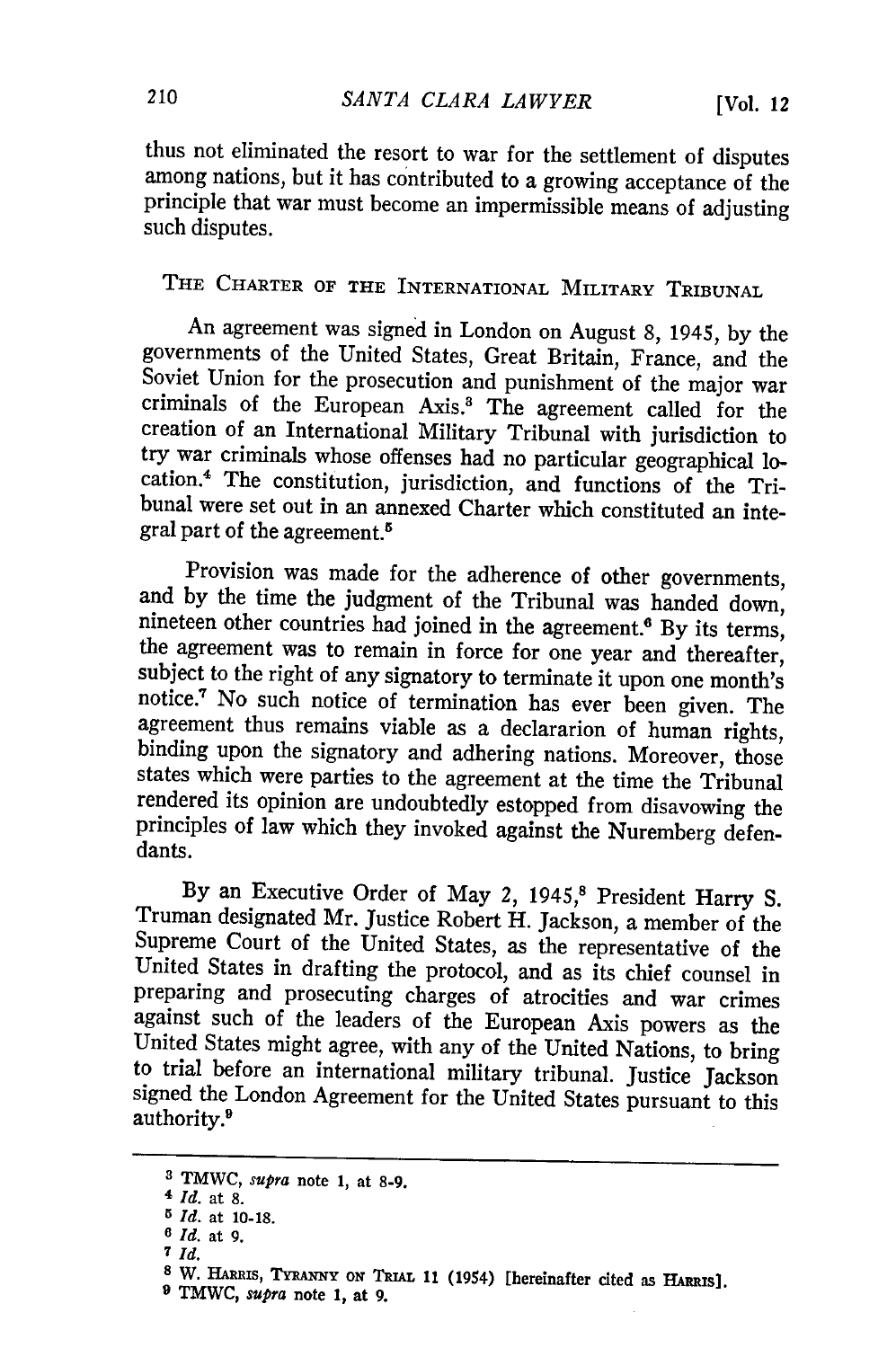thus not eliminated the resort to war for the settlement of disputes among nations, but it has contributed to a growing acceptance of the principle that war must become an impermissible means of adjusting such disputes.

## THE CHARTER OF THE INTERNATIONAL MILITARY TRIBUNAL

An agreement was signed in London on August 8, 1945, by the governments of the United States, Great Britain, France, and the Soviet Union for the prosecution and punishment of the major war criminals of the European Axis.[3] The agreement called for the creation of an International Military Tribunal with jurisdiction to try war criminals whose offenses had no particular geographical location.[4] The constitution, jurisdiction, and functions of the Tribunal were set out in an annexed Charter which constituted an integral part of the agreement.[5]

Provision was made for the adherence of other governments, and by the time the judgment of the Tribunal was handed down, nineteen other countries had joined in the agreement.[6] By its terms, the agreement was to remain in force for one year and thereafter, subject to the right of any signatory to terminate it upon one month's notice.[7] No such notice of termination has ever been given. The agreement thus remains viable as a declararion of human rights, binding upon the signatory and adhering nations. Moreover, those states which were parties to the agreement at the time the Tribunal rendered its opinion are undoubtedly estopped from disavowing the principles of law which they invoked against the Nuremberg defendants.

By an Executive Order of May 2, 1945,[8] President Harry S. Truman designated Mr. Justice Robert H. Jackson, a member of the Supreme Court of the United States, as the representative of the United States in drafting the protocol, and as its chief counsel in preparing and prosecuting charges of atrocities and war crimes against such of the leaders of the European Axis powers as the United States might agree, with any of the United Nations, to bring to trial before an international military tribunal. Justice Jackson signed the London Agreement for the United States pursuant to this authority.[9]

---

[3] TMWC, *supra* note 1, at 8-9.

[4] *Id.* at 8.

[5] *Id.* at 10-18.

[6] *Id.* at 9.

[7] *Id.*

[8] W. HARRIS, TYRANNY ON TRIAL 11 (1954) [hereinafter cited as HARRIS].

[9] TMWC, *supra* note 1, at 9.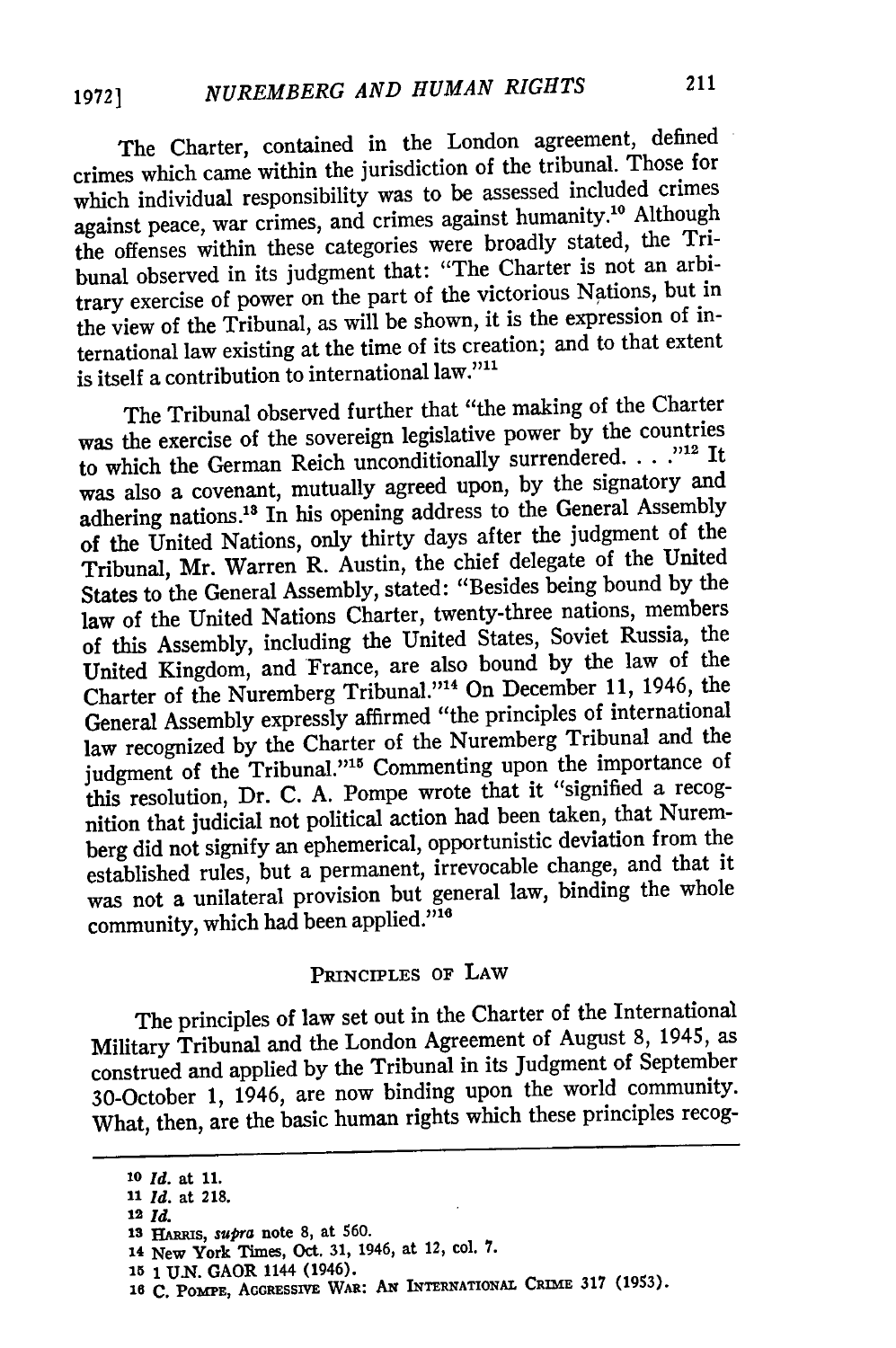The Charter, contained in the London agreement, defined crimes which came within the jurisdiction of the tribunal. Those for which individual responsibility was to be assessed included crimes against peace, war crimes, and crimes against humanity.[10] Although the offenses within these categories were broadly stated, the Tribunal observed in its judgment that: "The Charter is not an arbitrary exercise of power on the part of the victorious Nations, but in the view of the Tribunal, as will be shown, it is the expression of international law existing at the time of its creation; and to that extent is itself a contribution to international law."[11]

The Tribunal observed further that "the making of the Charter was the exercise of the sovereign legislative power by the countries to which the German Reich unconditionally surrendered. . . ."[12] It was also a covenant, mutually agreed upon, by the signatory and adhering nations.[13] In his opening address to the General Assembly of the United Nations, only thirty days after the judgment of the Tribunal, Mr. Warren R. Austin, the chief delegate of the United States to the General Assembly, stated: "Besides being bound by the law of the United Nations Charter, twenty-three nations, members of this Assembly, including the United States, Soviet Russia, the United Kingdom, and France, are also bound by the law of the Charter of the Nuremberg Tribunal."[14] On December 11, 1946, the General Assembly expressly affirmed "the principles of international law recognized by the Charter of the Nuremberg Tribunal and the judgment of the Tribunal."[15] Commenting upon the importance of this resolution, Dr. C. A. Pompe wrote that it "signified a recognition that judicial not political action had been taken, that Nuremberg did not signify an ephemerical, opportunistic deviation from the established rules, but a permanent, irrevocable change, and that it was not a unilateral provision but general law, binding the whole community, which had been applied."[16]

## PRINCIPLES OF LAW

The principles of law set out in the Charter of the International Military Tribunal and the London Agreement of August 8, 1945, as construed and applied by the Tribunal in its Judgment of September 30-October 1, 1946, are now binding upon the world community. What, then, are the basic human rights which these principles recog-

---

[10] *Id.* at 11.

[11] *Id.* at 218.

[12] *Id.*

[13] HARRIS, *supra* note 8, at 560.

[14] New York Times, Oct. 31, 1946, at 12, col. 7.

[15] 1 U.N. GAOR 1144 (1946).

[16] C. POMPE, AGGRESSIVE WAR: AN INTERNATIONAL CRIME 317 (1953).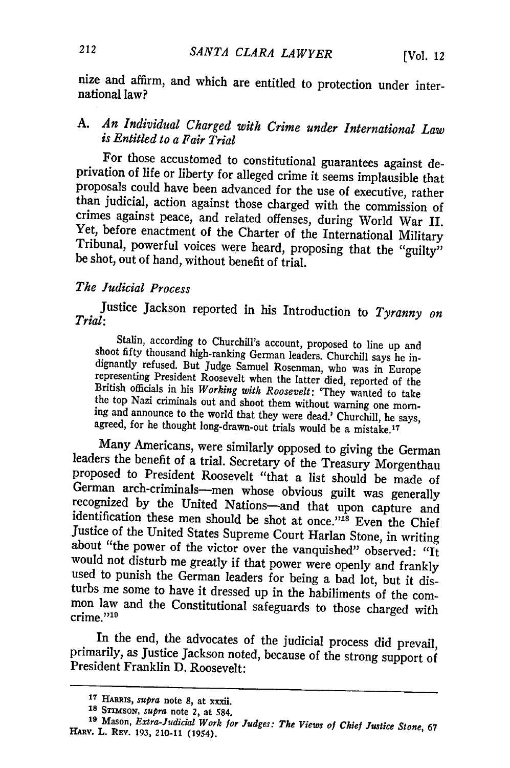nize and affirm, and which are entitled to protection under international law?

### A. *An Individual Charged with Crime under International Law is Entitled to a Fair Trial*

For those accustomed to constitutional guarantees against deprivation of life or liberty for alleged crime it seems implausible that proposals could have been advanced for the use of executive, rather than judicial, action against those charged with the commission of crimes against peace, and related offenses, during World War II. Yet, before enactment of the Charter of the International Military Tribunal, powerful voices were heard, proposing that the "guilty" be shot, out of hand, without benefit of trial.

#### *The Judicial Process*

Justice Jackson reported in his Introduction to *Tyranny on Trial*:

> Stalin, according to Churchill's account, proposed to line up and shoot fifty thousand high-ranking German leaders. Churchill says he indignantly refused. But Judge Samuel Rosenman, who was in Europe representing President Roosevelt when the latter died, reported of the British officials in his *Working with Roosevelt*: 'They wanted to take the top Nazi criminals out and shoot them without warning one morning and announce to the world that they were dead.' Churchill, he says, agreed, for he thought long-drawn-out trials would be a mistake.[17]

Many Americans, were similarly opposed to giving the German leaders the benefit of a trial. Secretary of the Treasury Morgenthau proposed to President Roosevelt "that a list should be made of German arch-criminals—men whose obvious guilt was generally recognized by the United Nations—and that upon capture and identification these men should be shot at once."[18] Even the Chief Justice of the United States Supreme Court Harlan Stone, in writing about "the power of the victor over the vanquished" observed: "It would not disturb me greatly if that power were openly and frankly used to punish the German leaders for being a bad lot, but it disturbs me some to have it dressed up in the habiliments of the common law and the Constitutional safeguards to those charged with crime."[19]

In the end, the advocates of the judicial process did prevail, primarily, as Justice Jackson noted, because of the strong support of President Franklin D. Roosevelt:

---

[17] HARRIS, *supra* note 8, at xxxii.

[18] STIMSON, *supra* note 2, at 584.

[19] Mason, *Extra-Judicial Work for Judges: The Views of Chief Justice Stone*, 67 HARV. L. REV. 193, 210-11 (1954).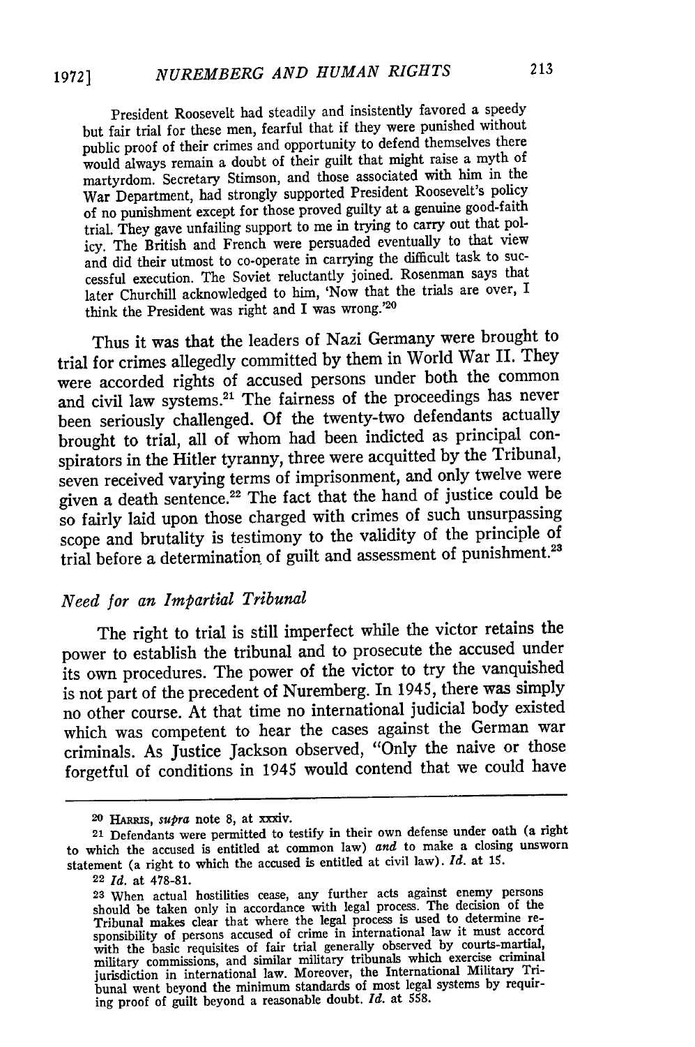President Roosevelt had steadily and insistently favored a speedy but fair trial for these men, fearful that if they were punished without public proof of their crimes and opportunity to defend themselves there would always remain a doubt of their guilt that might raise a myth of martyrdom. Secretary Stimson, and those associated with him in the War Department, had strongly supported President Roosevelt's policy of no punishment except for those proved guilty at a genuine good-faith trial. They gave unfailing support to me in trying to carry out that policy. The British and French were persuaded eventually to that view and did their utmost to co-operate in carrying the difficult task to successful execution. The Soviet reluctantly joined. Rosenman says that later Churchill acknowledged to him, 'Now that the trials are over, I think the President was right and I was wrong.'[20]

Thus it was that the leaders of Nazi Germany were brought to trial for crimes allegedly committed by them in World War II. They were accorded rights of accused persons under both the common and civil law systems.[21] The fairness of the proceedings has never been seriously challenged. Of the twenty-two defendants actually brought to trial, all of whom had been indicted as principal conspirators in the Hitler tyranny, three were acquitted by the Tribunal, seven received varying terms of imprisonment, and only twelve were given a death sentence.[22] The fact that the hand of justice could be so fairly laid upon those charged with crimes of such unsurpassing scope and brutality is testimony to the validity of the principle of trial before a determination of guilt and assessment of punishment.[23]

### *Need for an Impartial Tribunal*

The right to trial is still imperfect while the victor retains the power to establish the tribunal and to prosecute the accused under its own procedures. The power of the victor to try the vanquished is not part of the precedent of Nuremberg. In 1945, there was simply no other course. At that time no international judicial body existed which was competent to hear the cases against the German war criminals. As Justice Jackson observed, "Only the naive or those forgetful of conditions in 1945 would contend that we could have

---

[20] HARRIS, *supra* note 8, at xxxiv.

[21] Defendants were permitted to testify in their own defense under oath (a right to which the accused is entitled at common law) *and* to make a closing unsworn statement (a right to which the accused is entitled at civil law). *Id.* at 15.

[22] *Id.* at 478-81.

[23] When actual hostilities cease, any further acts against enemy persons should be taken only in accordance with legal process. The decision of the Tribunal makes clear that where the legal process is used to determine responsibility of persons accused of crime in international law it must accord with the basic requisites of fair trial generally observed by courts-martial, military commissions, and similar military tribunals which exercise criminal jurisdiction in international law. Moreover, the International Military Tribunal went beyond the minimum standards of most legal systems by requiring proof of guilt beyond a reasonable doubt. *Id.* at 558.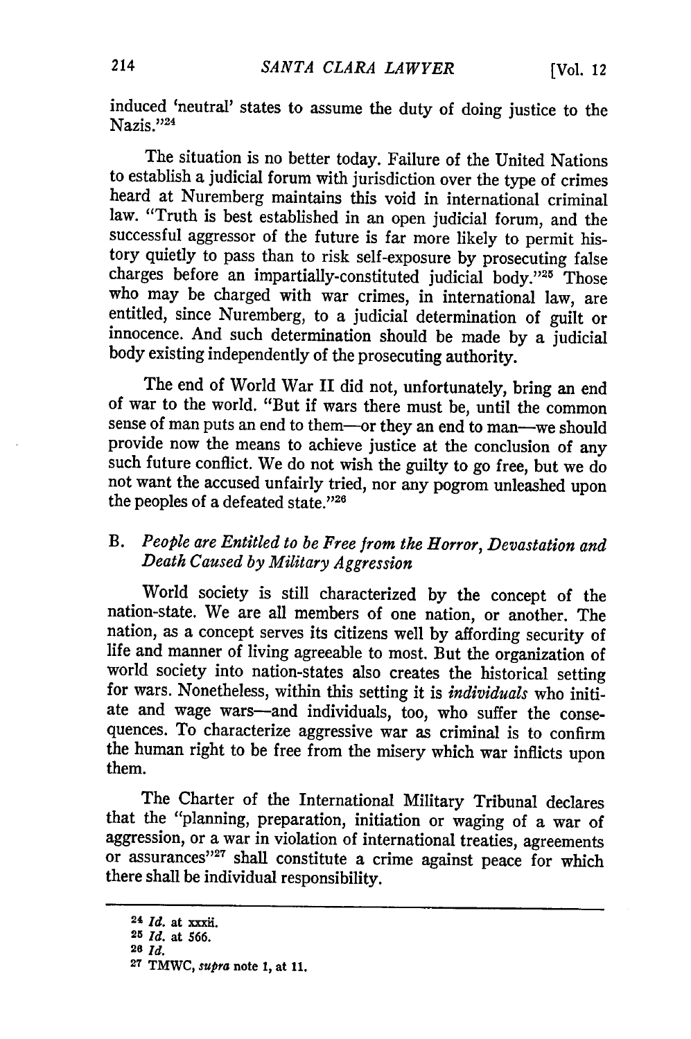induced 'neutral' states to assume the duty of doing justice to the Nazis."[24]

The situation is no better today. Failure of the United Nations to establish a judicial forum with jurisdiction over the type of crimes heard at Nuremberg maintains this void in international criminal law. "Truth is best established in an open judicial forum, and the successful aggressor of the future is far more likely to permit history quietly to pass than to risk self-exposure by prosecuting false charges before an impartially-constituted judicial body."[25] Those who may be charged with war crimes, in international law, are entitled, since Nuremberg, to a judicial determination of guilt or innocence. And such determination should be made by a judicial body existing independently of the prosecuting authority.

The end of World War II did not, unfortunately, bring an end of war to the world. "But if wars there must be, until the common sense of man puts an end to them—or they an end to man—we should provide now the means to achieve justice at the conclusion of any such future conflict. We do not wish the guilty to go free, but we do not want the accused unfairly tried, nor any pogrom unleashed upon the peoples of a defeated state."[26]

## B. *People are Entitled to be Free from the Horror, Devastation and Death Caused by Military Aggression*

World society is still characterized by the concept of the nation-state. We are all members of one nation, or another. The nation, as a concept serves its citizens well by affording security of life and manner of living agreeable to most. But the organization of world society into nation-states also creates the historical setting for wars. Nonetheless, within this setting it is *individuals* who initiate and wage wars—and individuals, too, who suffer the consequences. To characterize aggressive war as criminal is to confirm the human right to be free from the misery which war inflicts upon them.

The Charter of the International Military Tribunal declares that the "planning, preparation, initiation or waging of a war of aggression, or a war in violation of international treaties, agreements or assurances"[27] shall constitute a crime against peace for which there shall be individual responsibility.

---

[24] *Id.* at xxxii.

[25] *Id.* at 566.

[26] *Id.*

[27] TMWC, *supra* note 1, at 11.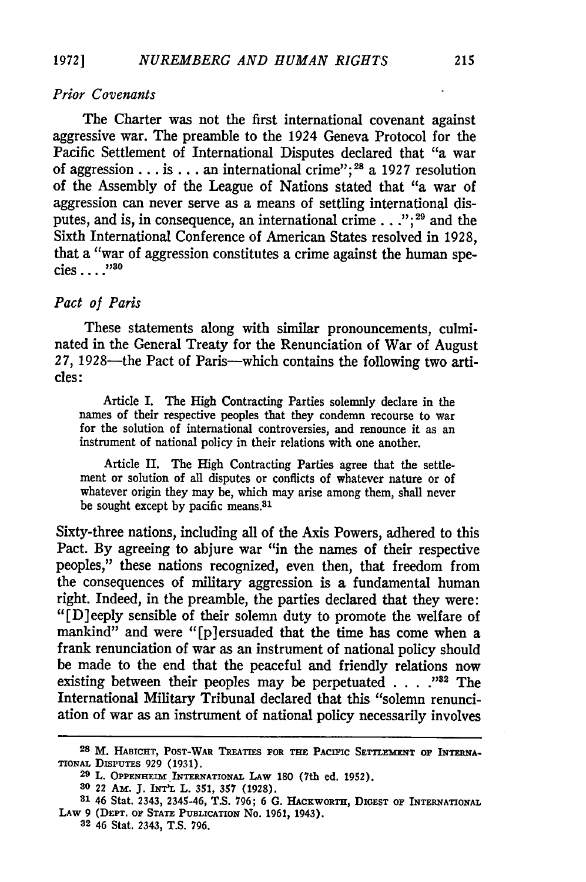### *Prior Covenants*

The Charter was not the first international covenant against aggressive war. The preamble to the 1924 Geneva Protocol for the Pacific Settlement of International Disputes declared that "a war of aggression . . . is . . . an international crime";[28] a 1927 resolution of the Assembly of the League of Nations stated that "a war of aggression can never serve as a means of settling international disputes, and is, in consequence, an international crime . . .";[29] and the Sixth International Conference of American States resolved in 1928, that a "war of aggression constitutes a crime against the human species . . . ."[30]

### *Pact of Paris*

These statements along with similar pronouncements, culminated in the General Treaty for the Renunciation of War of August 27, 1928—the Pact of Paris—which contains the following two articles:

> Article I. The High Contracting Parties solemnly declare in the names of their respective peoples that they condemn recourse to war for the solution of international controversies, and renounce it as an instrument of national policy in their relations with one another.
>
> Article II. The High Contracting Parties agree that the settlement or solution of all disputes or conflicts of whatever nature or of whatever origin they may be, which may arise among them, shall never be sought except by pacific means.[31]

Sixty-three nations, including all of the Axis Powers, adhered to this Pact. By agreeing to abjure war "in the names of their respective peoples," these nations recognized, even then, that freedom from the consequences of military aggression is a fundamental human right. Indeed, in the preamble, the parties declared that they were: "[D]eeply sensible of their solemn duty to promote the welfare of mankind" and were "[p]ersuaded that the time has come when a frank renunciation of war as an instrument of national policy should be made to the end that the peaceful and friendly relations now existing between their peoples may be perpetuated . . . ."[32] The International Military Tribunal declared that this "solemn renunciation of war as an instrument of national policy necessarily involves

---

[28] M. HABICHT, POST-WAR TREATIES FOR THE PACIFIC SETTLEMENT OF INTERNATIONAL DISPUTES 929 (1931).

[29] L. OPPENHEIM INTERNATIONAL LAW 180 (7th ed. 1952).

[30] 22 AM. J. INT'L L. 351, 357 (1928).

[31] 46 Stat. 2343, 2345-46, T.S. 796; 6 G. HACKWORTH, DIGEST OF INTERNATIONAL LAW 9 (DEPT. OF STATE PUBLICATION No. 1961, 1943).

[32] 46 Stat. 2343, T.S. 796.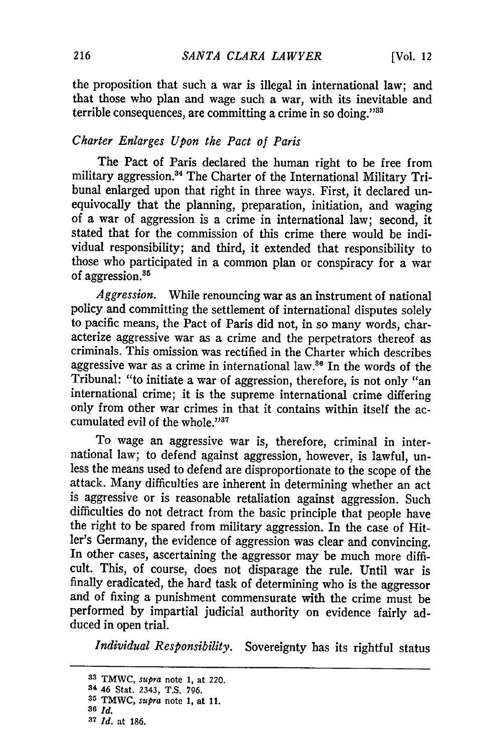the proposition that such a war is illegal in international law; and that those who plan and wage such a war, with its inevitable and terrible consequences, are committing a crime in so doing."[33]

### *Charter Enlarges Upon the Pact of Paris*

The Pact of Paris declared the human right to be free from military aggression.[34] The Charter of the International Military Tribunal enlarged upon that right in three ways. First, it declared unequivocally that the planning, preparation, initiation, and waging of a war of aggression is a crime in international law; second, it stated that for the commission of this crime there would be individual responsibility; and third, it extended that responsibility to those who participated in a common plan or conspiracy for a war of aggression.[35]

*Aggression.* While renouncing war as an instrument of national policy and committing the settlement of international disputes solely to pacific means, the Pact of Paris did not, in so many words, characterize aggressive war as a crime and the perpetrators thereof as criminals. This omission was rectified in the Charter which describes aggressive war as a crime in international law.[36] In the words of the Tribunal: "to initiate a war of aggression, therefore, is not only "an international crime; it is the supreme international crime differing only from other war crimes in that it contains within itself the accumulated evil of the whole."[37]

To wage an aggressive war is, therefore, criminal in international law; to defend against aggression, however, is lawful, unless the means used to defend are disproportionate to the scope of the attack. Many difficulties are inherent in determining whether an act is aggressive or is reasonable retaliation against aggression. Such difficulties do not detract from the basic principle that people have the right to be spared from military aggression. In the case of Hitler's Germany, the evidence of aggression was clear and convincing. In other cases, ascertaining the aggressor may be much more difficult. This, of course, does not disparage the rule. Until war is finally eradicated, the hard task of determining who is the aggressor and of fixing a punishment commensurate with the crime must be performed by impartial judicial authority on evidence fairly adduced in open trial.

*Individual Responsibility.* Sovereignty has its rightful status

---

[33] TMWC, *supra* note 1, at 220.

[34] 46 Stat. 2343, T.S. 796.

[35] TMWC, *supra* note 1, at 11.

[36] *Id.*

[37] *Id.* at 186.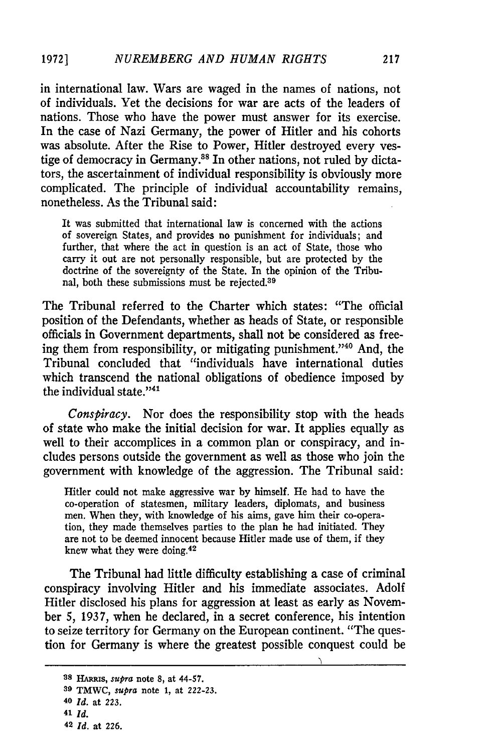in international law. Wars are waged in the names of nations, not of individuals. Yet the decisions for war are acts of the leaders of nations. Those who have the power must answer for its exercise. In the case of Nazi Germany, the power of Hitler and his cohorts was absolute. After the Rise to Power, Hitler destroyed every vestige of democracy in Germany.[38] In other nations, not ruled by dictators, the ascertainment of individual responsibility is obviously more complicated. The principle of individual accountability remains, nonetheless. As the Tribunal said:

> It was submitted that international law is concerned with the actions of sovereign States, and provides no punishment for individuals; and further, that where the act in question is an act of State, those who carry it out are not personally responsible, but are protected by the doctrine of the sovereignty of the State. In the opinion of the Tribunal, both these submissions must be rejected.[39]

The Tribunal referred to the Charter which states: "The official position of the Defendants, whether as heads of State, or responsible officials in Government departments, shall not be considered as freeing them from responsibility, or mitigating punishment."[40] And, the Tribunal concluded that "individuals have international duties which transcend the national obligations of obedience imposed by the individual state."[41]

*Conspiracy.* Nor does the responsibility stop with the heads of state who make the initial decision for war. It applies equally as well to their accomplices in a common plan or conspiracy, and includes persons outside the government as well as those who join the government with knowledge of the aggression. The Tribunal said:

> Hitler could not make aggressive war by himself. He had to have the co-operation of statesmen, military leaders, diplomats, and business men. When they, with knowledge of his aims, gave him their co-operation, they made themselves parties to the plan he had initiated. They are not to be deemed innocent because Hitler made use of them, if they knew what they were doing.[42]

The Tribunal had little difficulty establishing a case of criminal conspiracy involving Hitler and his immediate associates. Adolf Hitler disclosed his plans for aggression at least as early as November 5, 1937, when he declared, in a secret conference, his intention to seize territory for Germany on the European continent. "The question for Germany is where the greatest possible conquest could be

---

[38] HARRIS, *supra* note 8, at 44-57.

[39] TMWC, *supra* note 1, at 222-23.

[40] *Id.* at 223.

[41] *Id.*

[42] *Id.* at 226.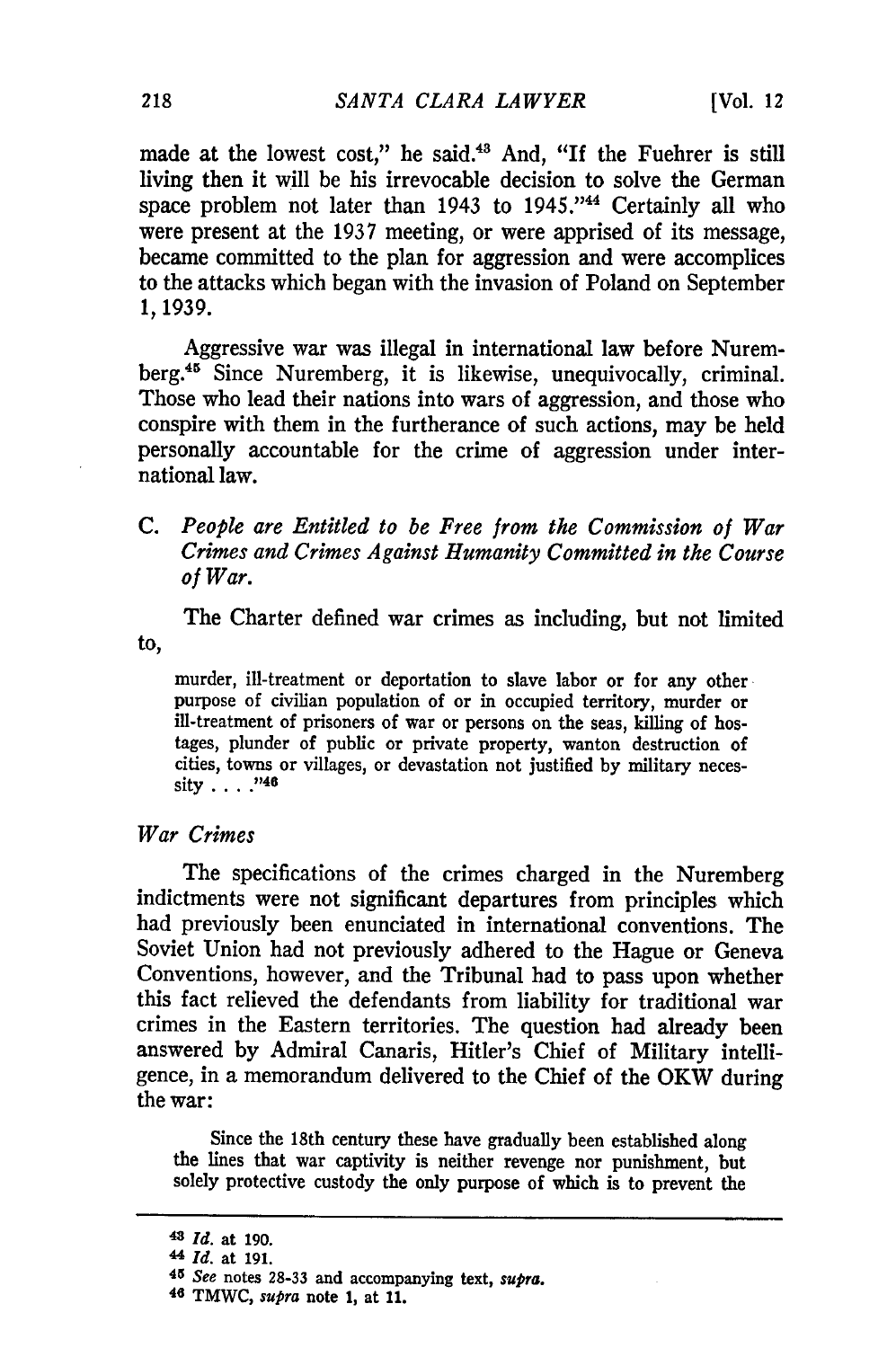made at the lowest cost," he said.[43] And, "If the Fuehrer is still living then it will be his irrevocable decision to solve the German space problem not later than 1943 to 1945."[44] Certainly all who were present at the 1937 meeting, or were apprised of its message, became committed to the plan for aggression and were accomplices to the attacks which began with the invasion of Poland on September 1, 1939.

Aggressive war was illegal in international law before Nuremberg.[45] Since Nuremberg, it is likewise, unequivocally, criminal. Those who lead their nations into wars of aggression, and those who conspire with them in the furtherance of such actions, may be held personally accountable for the crime of aggression under international law.

### C. *People are Entitled to be Free from the Commission of War Crimes and Crimes Against Humanity Committed in the Course of War.*

The Charter defined war crimes as including, but not limited to,

> murder, ill-treatment or deportation to slave labor or for any other purpose of civilian population of or in occupied territory, murder or ill-treatment of prisoners of war or persons on the seas, killing of hostages, plunder of public or private property, wanton destruction of cities, towns or villages, or devastation not justified by military necessity . . . ."[46]

#### *War Crimes*

The specifications of the crimes charged in the Nuremberg indictments were not significant departures from principles which had previously been enunciated in international conventions. The Soviet Union had not previously adhered to the Hague or Geneva Conventions, however, and the Tribunal had to pass upon whether this fact relieved the defendants from liability for traditional war crimes in the Eastern territories. The question had already been answered by Admiral Canaris, Hitler's Chief of Military intelligence, in a memorandum delivered to the Chief of the OKW during the war:

> Since the 18th century these have gradually been established along the lines that war captivity is neither revenge nor punishment, but solely protective custody the only purpose of which is to prevent the

---

[43] *Id.* at 190.

[44] *Id.* at 191.

[45] *See* notes 28-33 and accompanying text, *supra.*

[46] TMWC, *supra* note 1, at 11.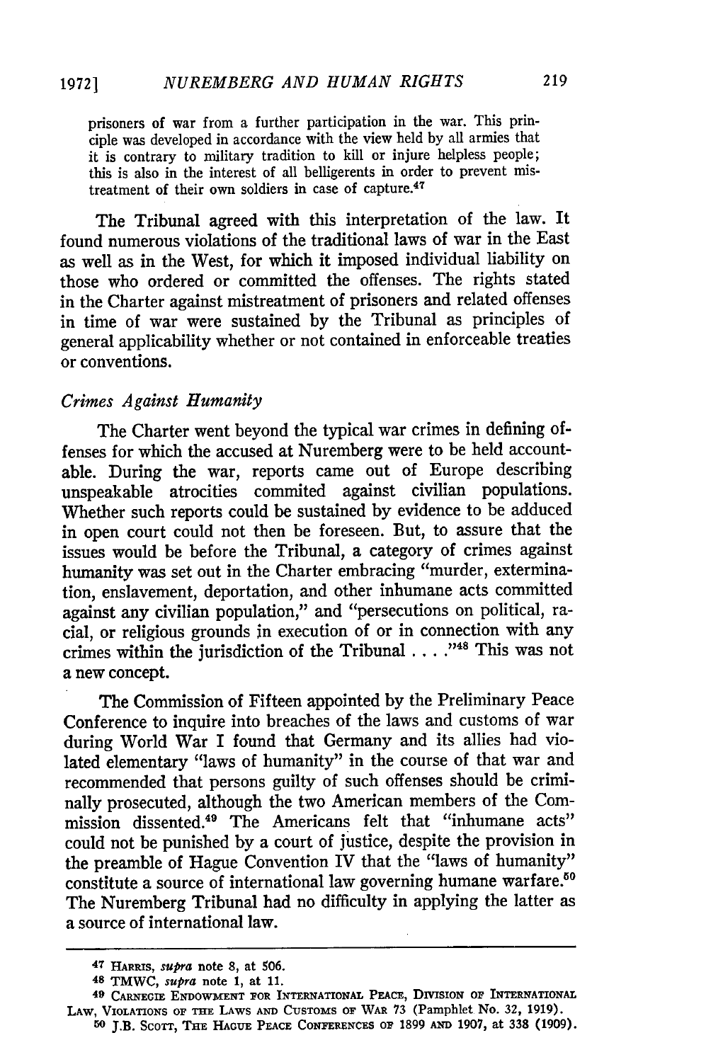prisoners of war from a further participation in the war. This principle was developed in accordance with the view held by all armies that it is contrary to military tradition to kill or injure helpless people; this is also in the interest of all belligerents in order to prevent mistreatment of their own soldiers in case of capture.[47]

The Tribunal agreed with this interpretation of the law. It found numerous violations of the traditional laws of war in the East as well as in the West, for which it imposed individual liability on those who ordered or committed the offenses. The rights stated in the Charter against mistreatment of prisoners and related offenses in time of war were sustained by the Tribunal as principles of general applicability whether or not contained in enforceable treaties or conventions.

### *Crimes Against Humanity*

The Charter went beyond the typical war crimes in defining offenses for which the accused at Nuremberg were to be held accountable. During the war, reports came out of Europe describing unspeakable atrocities commited against civilian populations. Whether such reports could be sustained by evidence to be adduced in open court could not then be foreseen. But, to assure that the issues would be before the Tribunal, a category of crimes against humanity was set out in the Charter embracing "murder, extermination, enslavement, deportation, and other inhumane acts committed against any civilian population," and "persecutions on political, racial, or religious grounds in execution of or in connection with any crimes within the jurisdiction of the Tribunal . . . ."[48] This was not a new concept.

The Commission of Fifteen appointed by the Preliminary Peace Conference to inquire into breaches of the laws and customs of war during World War I found that Germany and its allies had violated elementary "laws of humanity" in the course of that war and recommended that persons guilty of such offenses should be criminally prosecuted, although the two American members of the Commission dissented.[49] The Americans felt that "inhumane acts" could not be punished by a court of justice, despite the provision in the preamble of Hague Convention IV that the "laws of humanity" constitute a source of international law governing humane warfare.[50] The Nuremberg Tribunal had no difficulty in applying the latter as a source of international law.

---

[47] HARRIS, *supra* note 8, at 506.

[48] TMWC, *supra* note 1, at 11.

[49] CARNEGIE ENDOWMENT FOR INTERNATIONAL PEACE, DIVISION OF INTERNATIONAL LAW, VIOLATIONS OF THE LAWS AND CUSTOMS OF WAR 73 (Pamphlet No. 32, 1919).

[50] J.B. SCOTT, THE HAGUE PEACE CONFERENCES OF 1899 AND 1907, at 338 (1909).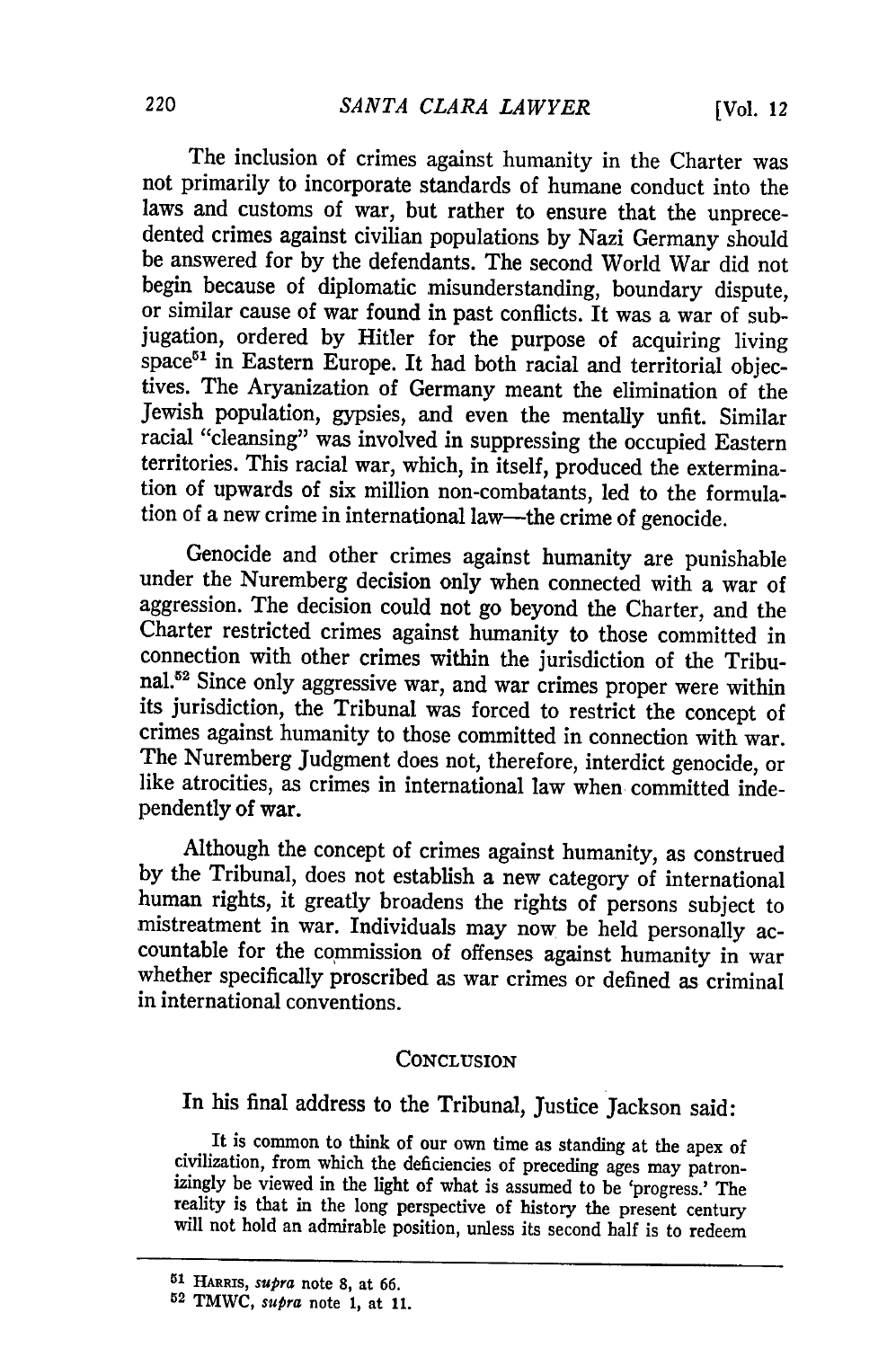The inclusion of crimes against humanity in the Charter was not primarily to incorporate standards of humane conduct into the laws and customs of war, but rather to ensure that the unprecedented crimes against civilian populations by Nazi Germany should be answered for by the defendants. The second World War did not begin because of diplomatic misunderstanding, boundary dispute, or similar cause of war found in past conflicts. It was a war of subjugation, ordered by Hitler for the purpose of acquiring living space[51] in Eastern Europe. It had both racial and territorial objectives. The Aryanization of Germany meant the elimination of the Jewish population, gypsies, and even the mentally unfit. Similar racial "cleansing" was involved in suppressing the occupied Eastern territories. This racial war, which, in itself, produced the extermination of upwards of six million non-combatants, led to the formulation of a new crime in international law—the crime of genocide.

Genocide and other crimes against humanity are punishable under the Nuremberg decision only when connected with a war of aggression. The decision could not go beyond the Charter, and the Charter restricted crimes against humanity to those committed in connection with other crimes within the jurisdiction of the Tribunal.[52] Since only aggressive war, and war crimes proper were within its jurisdiction, the Tribunal was forced to restrict the concept of crimes against humanity to those committed in connection with war. The Nuremberg Judgment does not, therefore, interdict genocide, or like atrocities, as crimes in international law when committed independently of war.

Although the concept of crimes against humanity, as construed by the Tribunal, does not establish a new category of international human rights, it greatly broadens the rights of persons subject to mistreatment in war. Individuals may now be held personally accountable for the commission of offenses against humanity in war whether specifically proscribed as war crimes or defined as criminal in international conventions.

## CONCLUSION

In his final address to the Tribunal, Justice Jackson said:

> It is common to think of our own time as standing at the apex of civilization, from which the deficiencies of preceding ages may patronizingly be viewed in the light of what is assumed to be 'progress.' The reality is that in the long perspective of history the present century will not hold an admirable position, unless its second half is to redeem

---

[51] HARRIS, *supra* note 8, at 66.

[52] TMWC, *supra* note 1, at 11.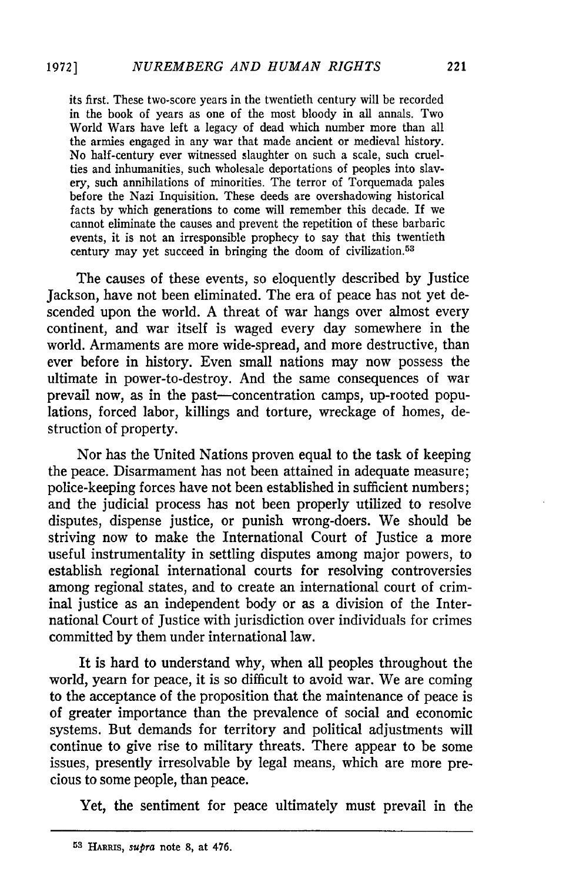its first. These two-score years in the twentieth century will be recorded in the book of years as one of the most bloody in all annals. Two World Wars have left a legacy of dead which number more than all the armies engaged in any war that made ancient or medieval history. No half-century ever witnessed slaughter on such a scale, such cruelties and inhumanities, such wholesale deportations of peoples into slavery, such annihilations of minorities. The terror of Torquemada pales before the Nazi Inquisition. These deeds are overshadowing historical facts by which generations to come will remember this decade. If we cannot eliminate the causes and prevent the repetition of these barbaric events, it is not an irresponsible prophecy to say that this twentieth century may yet succeed in bringing the doom of civilization.[53]

The causes of these events, so eloquently described by Justice Jackson, have not been eliminated. The era of peace has not yet descended upon the world. A threat of war hangs over almost every continent, and war itself is waged every day somewhere in the world. Armaments are more wide-spread, and more destructive, than ever before in history. Even small nations may now possess the ultimate in power-to-destroy. And the same consequences of war prevail now, as in the past—concentration camps, up-rooted populations, forced labor, killings and torture, wreckage of homes, destruction of property.

Nor has the United Nations proven equal to the task of keeping the peace. Disarmament has not been attained in adequate measure; police-keeping forces have not been established in sufficient numbers; and the judicial process has not been properly utilized to resolve disputes, dispense justice, or punish wrong-doers. We should be striving now to make the International Court of Justice a more useful instrumentality in settling disputes among major powers, to establish regional international courts for resolving controversies among regional states, and to create an international court of criminal justice as an independent body or as a division of the International Court of Justice with jurisdiction over individuals for crimes committed by them under international law.

It is hard to understand why, when all peoples throughout the world, yearn for peace, it is so difficult to avoid war. We are coming to the acceptance of the proposition that the maintenance of peace is of greater importance than the prevalence of social and economic systems. But demands for territory and political adjustments will continue to give rise to military threats. There appear to be some issues, presently irresolvable by legal means, which are more precious to some people, than peace.

Yet, the sentiment for peace ultimately must prevail in the

---

[53] HARRIS, *supra* note 8, at 476.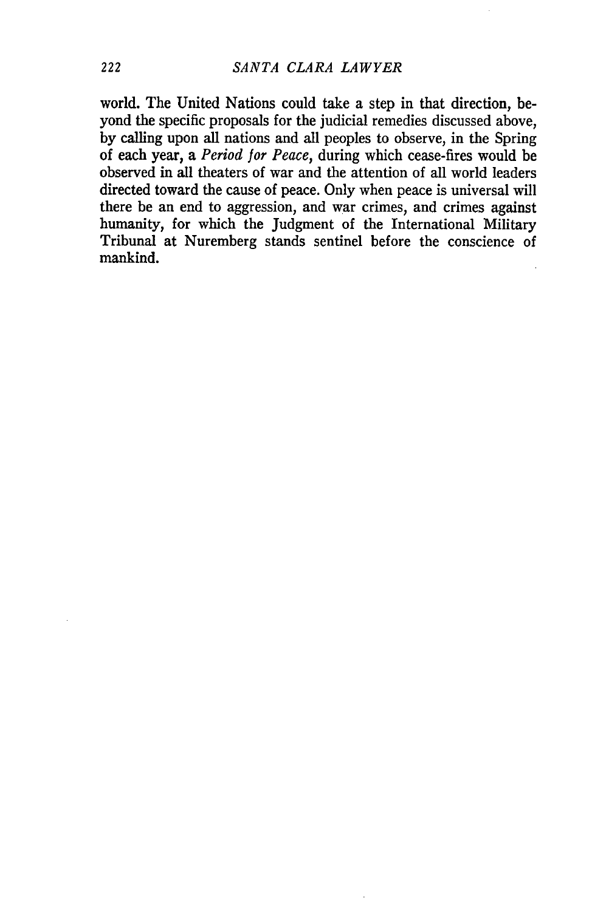world. The United Nations could take a step in that direction, beyond the specific proposals for the judicial remedies discussed above, by calling upon all nations and all peoples to observe, in the Spring of each year, a *Period for Peace*, during which cease-fires would be observed in all theaters of war and the attention of all world leaders directed toward the cause of peace. Only when peace is universal will there be an end to aggression, and war crimes, and crimes against humanity, for which the Judgment of the International Military Tribunal at Nuremberg stands sentinel before the conscience of mankind.